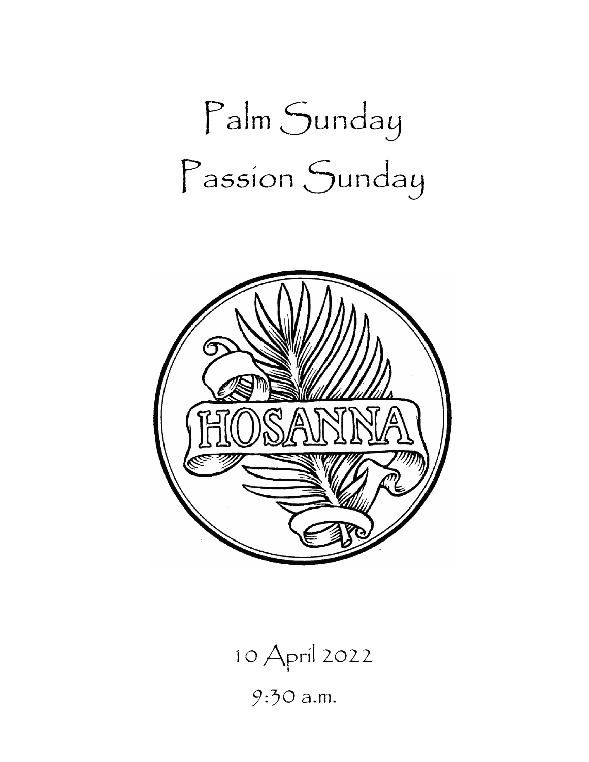# Palm Sunday
# Passion Sunday

HOSANNA

10 April 2022

9:30 a.m.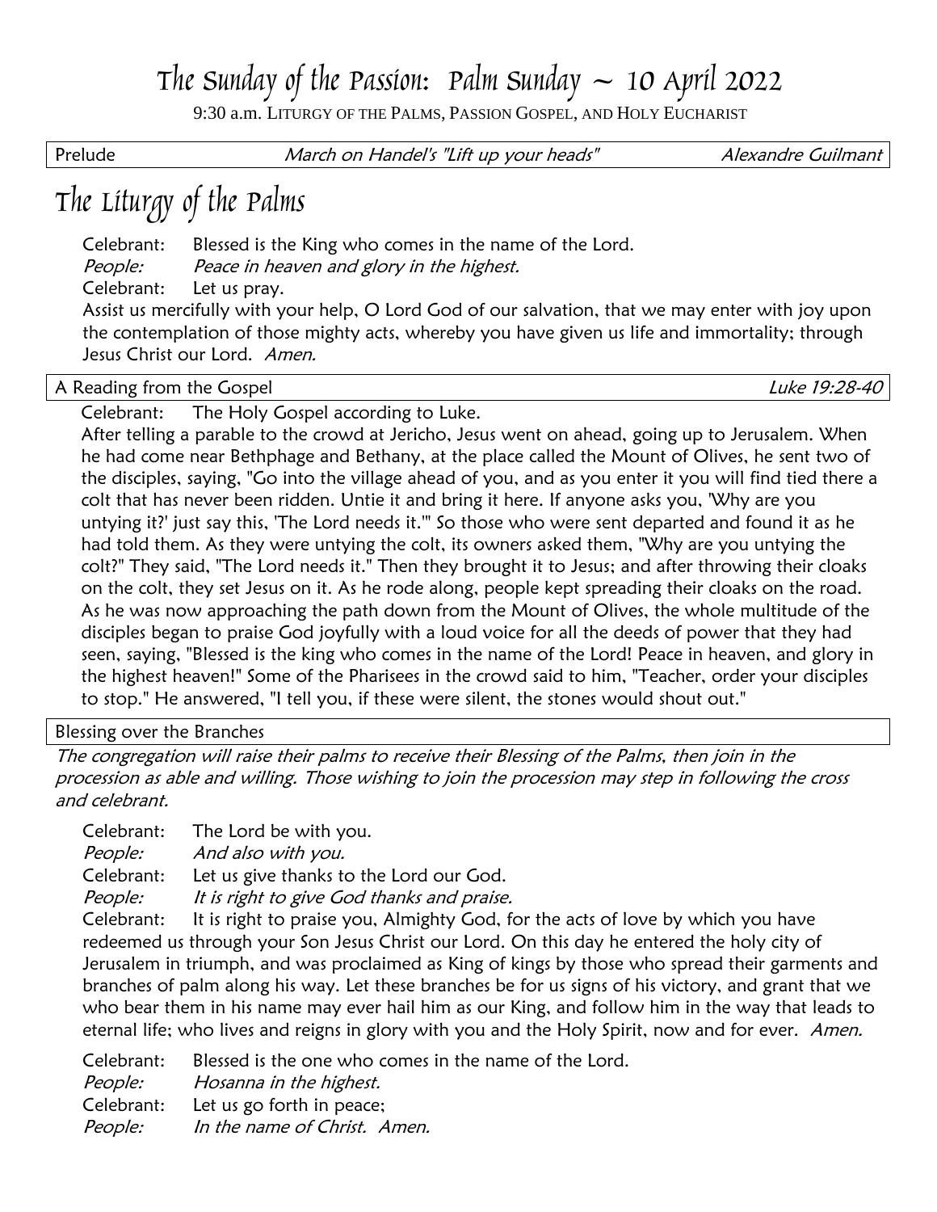# The Sunday of the Passion: Palm Sunday ~ 10 April 2022

9:30 a.m. LITURGY OF THE PALMS, PASSION GOSPEL, AND HOLY EUCHARIST

| Prelude | *March on Handel's "Lift up your heads"* | *Alexandre Guilmant* |
|---|---|---|

# The Liturgy of the Palms

Celebrant: Blessed is the King who comes in the name of the Lord.
*People: Peace in heaven and glory in the highest.*
Celebrant: Let us pray.
Assist us mercifully with your help, O Lord God of our salvation, that we may enter with joy upon the contemplation of those mighty acts, whereby you have given us life and immortality; through Jesus Christ our Lord. *Amen.*

| A Reading from the Gospel | *Luke 19:28-40* |
|---|---|

Celebrant: The Holy Gospel according to Luke.
After telling a parable to the crowd at Jericho, Jesus went on ahead, going up to Jerusalem. When he had come near Bethphage and Bethany, at the place called the Mount of Olives, he sent two of the disciples, saying, "Go into the village ahead of you, and as you enter it you will find tied there a colt that has never been ridden. Untie it and bring it here. If anyone asks you, 'Why are you untying it?' just say this, 'The Lord needs it.'" So those who were sent departed and found it as he had told them. As they were untying the colt, its owners asked them, "Why are you untying the colt?" They said, "The Lord needs it." Then they brought it to Jesus; and after throwing their cloaks on the colt, they set Jesus on it. As he rode along, people kept spreading their cloaks on the road. As he was now approaching the path down from the Mount of Olives, the whole multitude of the disciples began to praise God joyfully with a loud voice for all the deeds of power that they had seen, saying, "Blessed is the king who comes in the name of the Lord! Peace in heaven, and glory in the highest heaven!" Some of the Pharisees in the crowd said to him, "Teacher, order your disciples to stop." He answered, "I tell you, if these were silent, the stones would shout out."

| Blessing over the Branches |
|---|

*The congregation will raise their palms to receive their Blessing of the Palms, then join in the procession as able and willing. Those wishing to join the procession may step in following the cross and celebrant.*

Celebrant: The Lord be with you.
*People: And also with you.*
Celebrant: Let us give thanks to the Lord our God.
*People: It is right to give God thanks and praise.*
Celebrant: It is right to praise you, Almighty God, for the acts of love by which you have redeemed us through your Son Jesus Christ our Lord. On this day he entered the holy city of Jerusalem in triumph, and was proclaimed as King of kings by those who spread their garments and branches of palm along his way. Let these branches be for us signs of his victory, and grant that we who bear them in his name may ever hail him as our King, and follow him in the way that leads to eternal life; who lives and reigns in glory with you and the Holy Spirit, now and for ever. *Amen.*

Celebrant: Blessed is the one who comes in the name of the Lord.
*People: Hosanna in the highest.*
Celebrant: Let us go forth in peace;
*People: In the name of Christ. Amen.*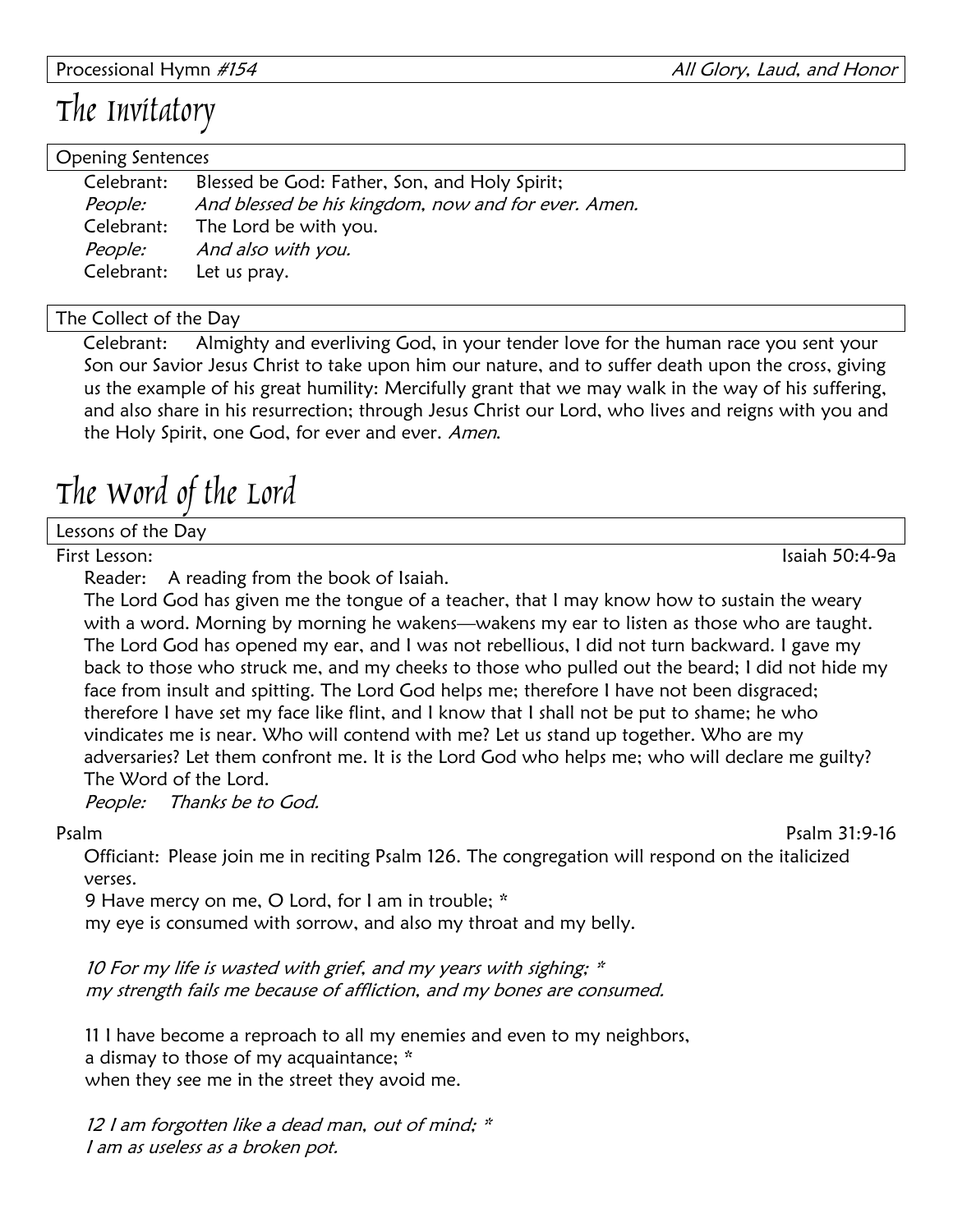Processional Hymn *#154* *All Glory, Laud, and Honor*

# The Invitatory

Opening Sentences

Celebrant: Blessed be God: Father, Son, and Holy Spirit;
*People: And blessed be his kingdom, now and for ever. Amen.*
Celebrant: The Lord be with you.
*People: And also with you.*
Celebrant: Let us pray.

The Collect of the Day

Celebrant: Almighty and everliving God, in your tender love for the human race you sent your Son our Savior Jesus Christ to take upon him our nature, and to suffer death upon the cross, giving us the example of his great humility: Mercifully grant that we may walk in the way of his suffering, and also share in his resurrection; through Jesus Christ our Lord, who lives and reigns with you and the Holy Spirit, one God, for ever and ever. *Amen.*

# The Word of the Lord

Lessons of the Day

First Lesson: Isaiah 50:4-9a

Reader: A reading from the book of Isaiah.
The Lord God has given me the tongue of a teacher, that I may know how to sustain the weary with a word. Morning by morning he wakens—wakens my ear to listen as those who are taught. The Lord God has opened my ear, and I was not rebellious, I did not turn backward. I gave my back to those who struck me, and my cheeks to those who pulled out the beard; I did not hide my face from insult and spitting. The Lord God helps me; therefore I have not been disgraced; therefore I have set my face like flint, and I know that I shall not be put to shame; he who vindicates me is near. Who will contend with me? Let us stand up together. Who are my adversaries? Let them confront me. It is the Lord God who helps me; who will declare me guilty?
The Word of the Lord.
*People: Thanks be to God.*

Psalm Psalm 31:9-16

Officiant: Please join me in reciting Psalm 126. The congregation will respond on the italicized verses.

9 Have mercy on me, O Lord, for I am in trouble; *
my eye is consumed with sorrow, and also my throat and my belly.

*10 For my life is wasted with grief, and my years with sighing; **
*my strength fails me because of affliction, and my bones are consumed.*

11 I have become a reproach to all my enemies and even to my neighbors,
a dismay to those of my acquaintance; *
when they see me in the street they avoid me.

*12 I am forgotten like a dead man, out of mind; **
*I am as useless as a broken pot.*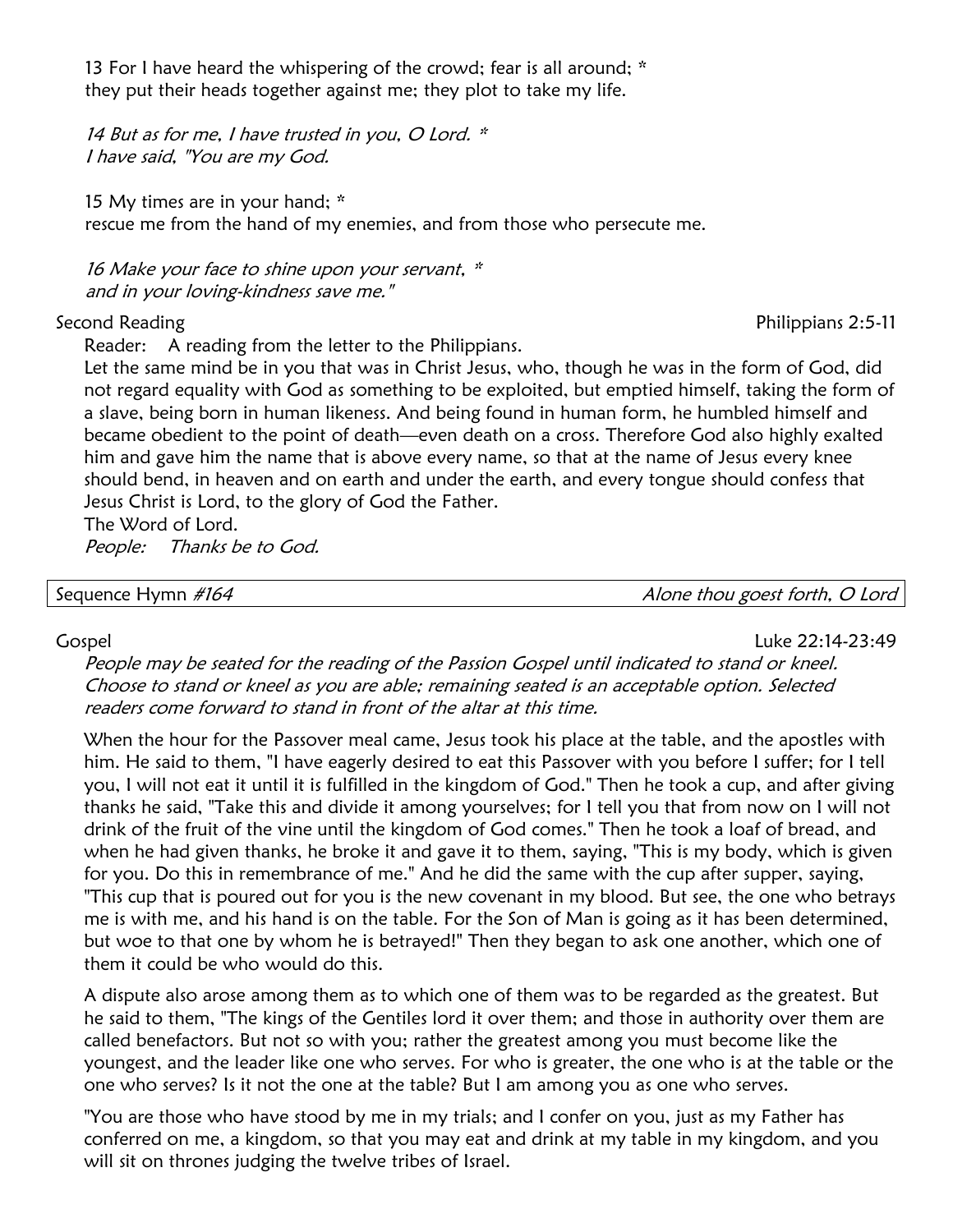13 For I have heard the whispering of the crowd; fear is all around; *
they put their heads together against me; they plot to take my life.

*14 But as for me, I have trusted in you, O Lord. **
*I have said, "You are my God.*

15 My times are in your hand; *
rescue me from the hand of my enemies, and from those who persecute me.

*16 Make your face to shine upon your servant, **
*and in your loving-kindness save me."*

Second Reading — Philippians 2:5-11

Reader: A reading from the letter to the Philippians.

Let the same mind be in you that was in Christ Jesus, who, though he was in the form of God, did not regard equality with God as something to be exploited, but emptied himself, taking the form of a slave, being born in human likeness. And being found in human form, he humbled himself and became obedient to the point of death—even death on a cross. Therefore God also highly exalted him and gave him the name that is above every name, so that at the name of Jesus every knee should bend, in heaven and on earth and under the earth, and every tongue should confess that Jesus Christ is Lord, to the glory of God the Father.

The Word of Lord.

*People: Thanks be to God.*

Sequence Hymn *#164* — *Alone thou goest forth, O Lord*

Gospel — Luke 22:14-23:49

*People may be seated for the reading of the Passion Gospel until indicated to stand or kneel. Choose to stand or kneel as you are able; remaining seated is an acceptable option. Selected readers come forward to stand in front of the altar at this time.*

When the hour for the Passover meal came, Jesus took his place at the table, and the apostles with him. He said to them, "I have eagerly desired to eat this Passover with you before I suffer; for I tell you, I will not eat it until it is fulfilled in the kingdom of God." Then he took a cup, and after giving thanks he said, "Take this and divide it among yourselves; for I tell you that from now on I will not drink of the fruit of the vine until the kingdom of God comes." Then he took a loaf of bread, and when he had given thanks, he broke it and gave it to them, saying, "This is my body, which is given for you. Do this in remembrance of me." And he did the same with the cup after supper, saying, "This cup that is poured out for you is the new covenant in my blood. But see, the one who betrays me is with me, and his hand is on the table. For the Son of Man is going as it has been determined, but woe to that one by whom he is betrayed!" Then they began to ask one another, which one of them it could be who would do this.

A dispute also arose among them as to which one of them was to be regarded as the greatest. But he said to them, "The kings of the Gentiles lord it over them; and those in authority over them are called benefactors. But not so with you; rather the greatest among you must become like the youngest, and the leader like one who serves. For who is greater, the one who is at the table or the one who serves? Is it not the one at the table? But I am among you as one who serves.

"You are those who have stood by me in my trials; and I confer on you, just as my Father has conferred on me, a kingdom, so that you may eat and drink at my table in my kingdom, and you will sit on thrones judging the twelve tribes of Israel.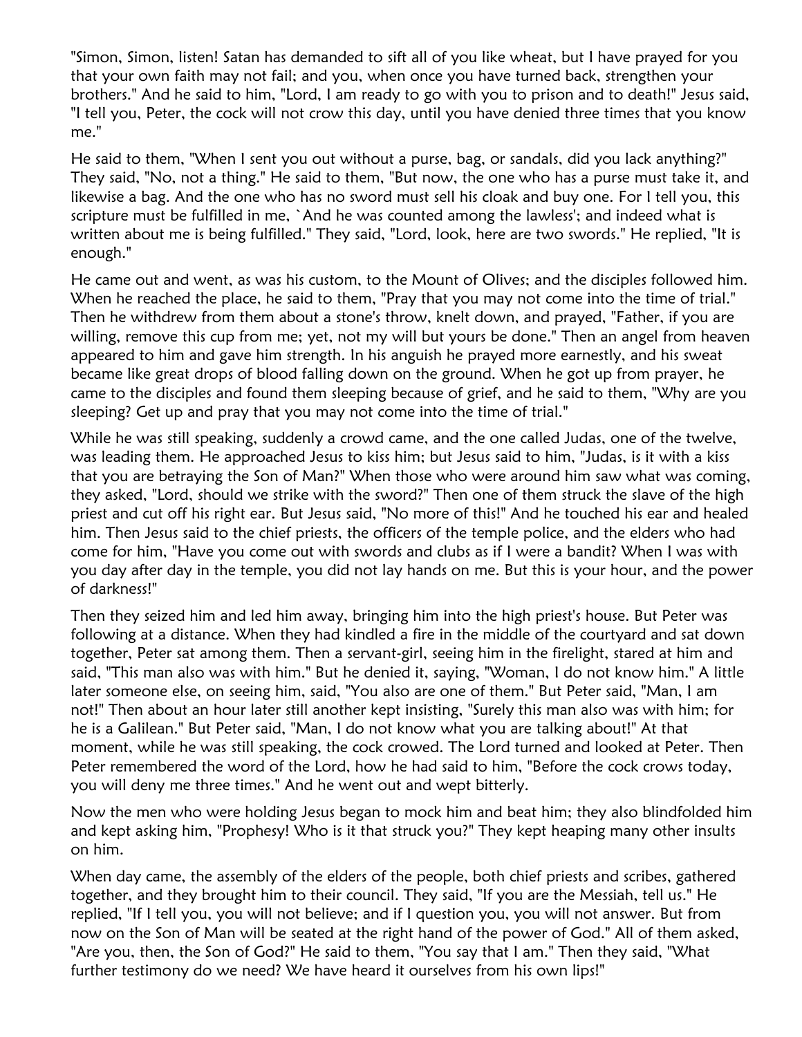"Simon, Simon, listen! Satan has demanded to sift all of you like wheat, but I have prayed for you that your own faith may not fail; and you, when once you have turned back, strengthen your brothers." And he said to him, "Lord, I am ready to go with you to prison and to death!" Jesus said, "I tell you, Peter, the cock will not crow this day, until you have denied three times that you know me."

He said to them, "When I sent you out without a purse, bag, or sandals, did you lack anything?" They said, "No, not a thing." He said to them, "But now, the one who has a purse must take it, and likewise a bag. And the one who has no sword must sell his cloak and buy one. For I tell you, this scripture must be fulfilled in me, `And he was counted among the lawless'; and indeed what is written about me is being fulfilled." They said, "Lord, look, here are two swords." He replied, "It is enough."

He came out and went, as was his custom, to the Mount of Olives; and the disciples followed him. When he reached the place, he said to them, "Pray that you may not come into the time of trial." Then he withdrew from them about a stone's throw, knelt down, and prayed, "Father, if you are willing, remove this cup from me; yet, not my will but yours be done." Then an angel from heaven appeared to him and gave him strength. In his anguish he prayed more earnestly, and his sweat became like great drops of blood falling down on the ground. When he got up from prayer, he came to the disciples and found them sleeping because of grief, and he said to them, "Why are you sleeping? Get up and pray that you may not come into the time of trial."

While he was still speaking, suddenly a crowd came, and the one called Judas, one of the twelve, was leading them. He approached Jesus to kiss him; but Jesus said to him, "Judas, is it with a kiss that you are betraying the Son of Man?" When those who were around him saw what was coming, they asked, "Lord, should we strike with the sword?" Then one of them struck the slave of the high priest and cut off his right ear. But Jesus said, "No more of this!" And he touched his ear and healed him. Then Jesus said to the chief priests, the officers of the temple police, and the elders who had come for him, "Have you come out with swords and clubs as if I were a bandit? When I was with you day after day in the temple, you did not lay hands on me. But this is your hour, and the power of darkness!"

Then they seized him and led him away, bringing him into the high priest's house. But Peter was following at a distance. When they had kindled a fire in the middle of the courtyard and sat down together, Peter sat among them. Then a servant-girl, seeing him in the firelight, stared at him and said, "This man also was with him." But he denied it, saying, "Woman, I do not know him." A little later someone else, on seeing him, said, "You also are one of them." But Peter said, "Man, I am not!" Then about an hour later still another kept insisting, "Surely this man also was with him; for he is a Galilean." But Peter said, "Man, I do not know what you are talking about!" At that moment, while he was still speaking, the cock crowed. The Lord turned and looked at Peter. Then Peter remembered the word of the Lord, how he had said to him, "Before the cock crows today, you will deny me three times." And he went out and wept bitterly.

Now the men who were holding Jesus began to mock him and beat him; they also blindfolded him and kept asking him, "Prophesy! Who is it that struck you?" They kept heaping many other insults on him.

When day came, the assembly of the elders of the people, both chief priests and scribes, gathered together, and they brought him to their council. They said, "If you are the Messiah, tell us." He replied, "If I tell you, you will not believe; and if I question you, you will not answer. But from now on the Son of Man will be seated at the right hand of the power of God." All of them asked, "Are you, then, the Son of God?" He said to them, "You say that I am." Then they said, "What further testimony do we need? We have heard it ourselves from his own lips!"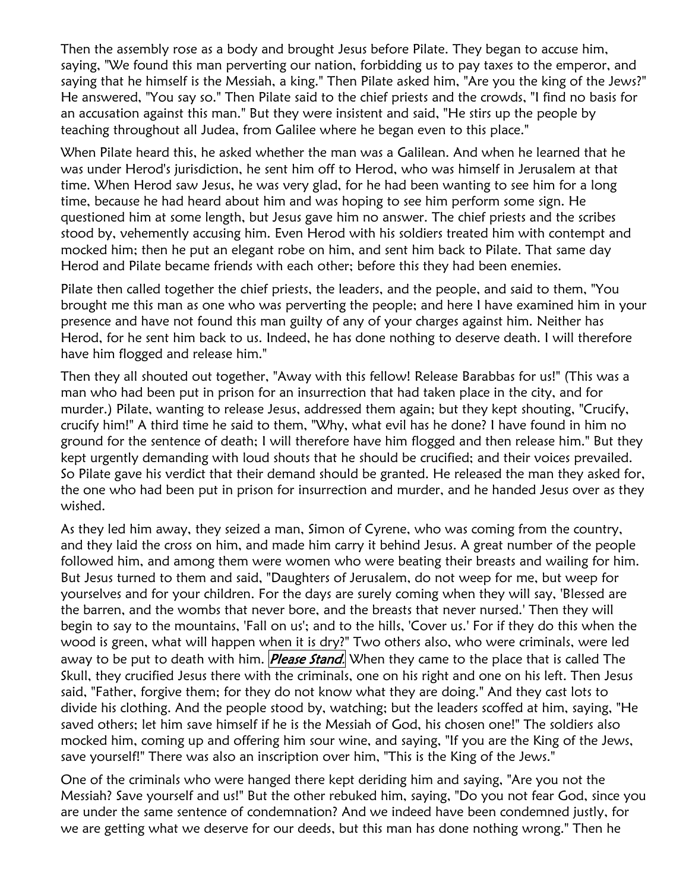Then the assembly rose as a body and brought Jesus before Pilate. They began to accuse him, saying, "We found this man perverting our nation, forbidding us to pay taxes to the emperor, and saying that he himself is the Messiah, a king." Then Pilate asked him, "Are you the king of the Jews?" He answered, "You say so." Then Pilate said to the chief priests and the crowds, "I find no basis for an accusation against this man." But they were insistent and said, "He stirs up the people by teaching throughout all Judea, from Galilee where he began even to this place."

When Pilate heard this, he asked whether the man was a Galilean. And when he learned that he was under Herod's jurisdiction, he sent him off to Herod, who was himself in Jerusalem at that time. When Herod saw Jesus, he was very glad, for he had been wanting to see him for a long time, because he had heard about him and was hoping to see him perform some sign. He questioned him at some length, but Jesus gave him no answer. The chief priests and the scribes stood by, vehemently accusing him. Even Herod with his soldiers treated him with contempt and mocked him; then he put an elegant robe on him, and sent him back to Pilate. That same day Herod and Pilate became friends with each other; before this they had been enemies.

Pilate then called together the chief priests, the leaders, and the people, and said to them, "You brought me this man as one who was perverting the people; and here I have examined him in your presence and have not found this man guilty of any of your charges against him. Neither has Herod, for he sent him back to us. Indeed, he has done nothing to deserve death. I will therefore have him flogged and release him."

Then they all shouted out together, "Away with this fellow! Release Barabbas for us!" (This was a man who had been put in prison for an insurrection that had taken place in the city, and for murder.) Pilate, wanting to release Jesus, addressed them again; but they kept shouting, "Crucify, crucify him!" A third time he said to them, "Why, what evil has he done? I have found in him no ground for the sentence of death; I will therefore have him flogged and then release him." But they kept urgently demanding with loud shouts that he should be crucified; and their voices prevailed. So Pilate gave his verdict that their demand should be granted. He released the man they asked for, the one who had been put in prison for insurrection and murder, and he handed Jesus over as they wished.

As they led him away, they seized a man, Simon of Cyrene, who was coming from the country, and they laid the cross on him, and made him carry it behind Jesus. A great number of the people followed him, and among them were women who were beating their breasts and wailing for him. But Jesus turned to them and said, "Daughters of Jerusalem, do not weep for me, but weep for yourselves and for your children. For the days are surely coming when they will say, 'Blessed are the barren, and the wombs that never bore, and the breasts that never nursed.' Then they will begin to say to the mountains, 'Fall on us'; and to the hills, 'Cover us.' For if they do this when the wood is green, what will happen when it is dry?" Two others also, who were criminals, were led away to be put to death with him. ***Please Stand.*** When they came to the place that is called The Skull, they crucified Jesus there with the criminals, one on his right and one on his left. Then Jesus said, "Father, forgive them; for they do not know what they are doing." And they cast lots to divide his clothing. And the people stood by, watching; but the leaders scoffed at him, saying, "He saved others; let him save himself if he is the Messiah of God, his chosen one!" The soldiers also mocked him, coming up and offering him sour wine, and saying, "If you are the King of the Jews, save yourself!" There was also an inscription over him, "This is the King of the Jews."

One of the criminals who were hanged there kept deriding him and saying, "Are you not the Messiah? Save yourself and us!" But the other rebuked him, saying, "Do you not fear God, since you are under the same sentence of condemnation? And we indeed have been condemned justly, for we are getting what we deserve for our deeds, but this man has done nothing wrong." Then he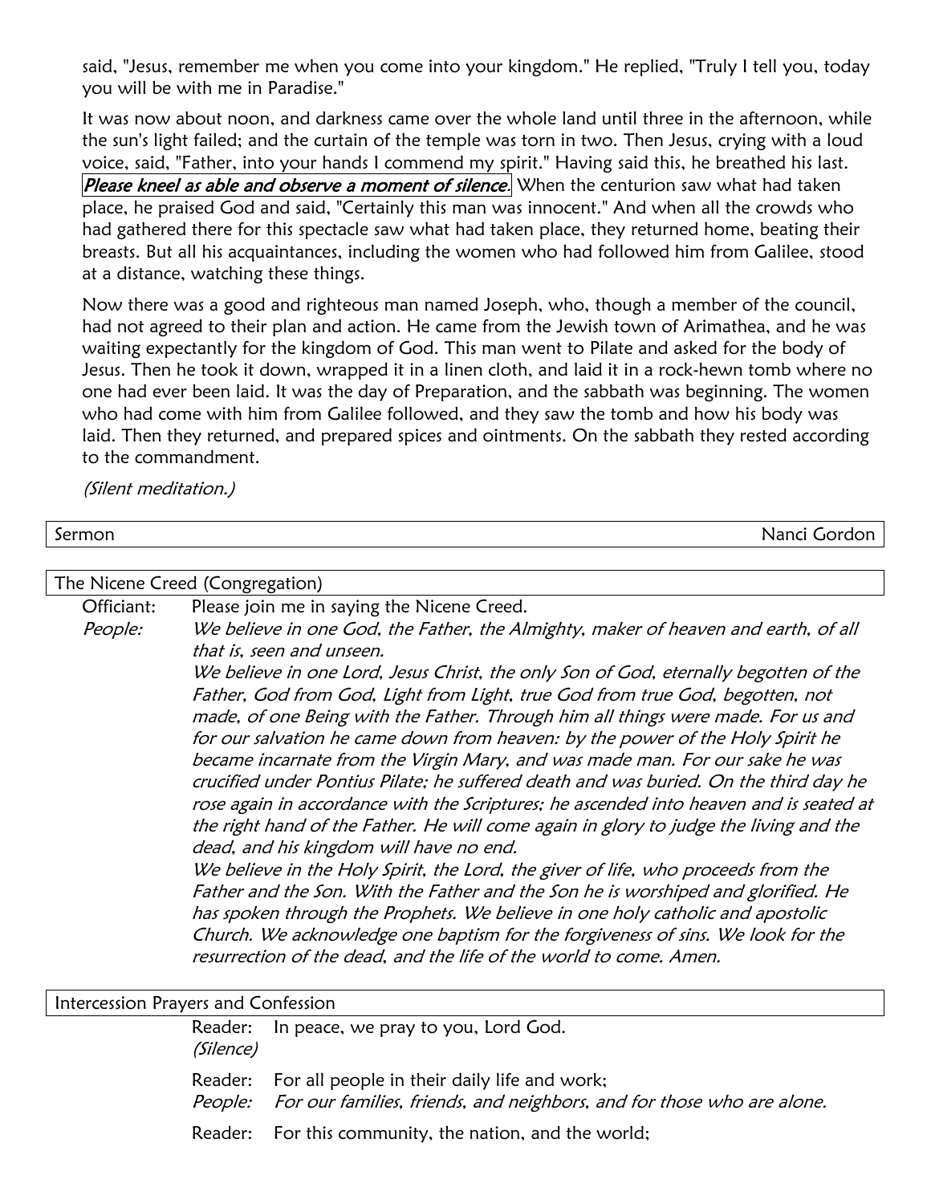said, "Jesus, remember me when you come into your kingdom." He replied, "Truly I tell you, today you will be with me in Paradise."

It was now about noon, and darkness came over the whole land until three in the afternoon, while the sun's light failed; and the curtain of the temple was torn in two. Then Jesus, crying with a loud voice, said, "Father, into your hands I commend my spirit." Having said this, he breathed his last. ***Please kneel as able and observe a moment of silence.*** When the centurion saw what had taken place, he praised God and said, "Certainly this man was innocent." And when all the crowds who had gathered there for this spectacle saw what had taken place, they returned home, beating their breasts. But all his acquaintances, including the women who had followed him from Galilee, stood at a distance, watching these things.

Now there was a good and righteous man named Joseph, who, though a member of the council, had not agreed to their plan and action. He came from the Jewish town of Arimathea, and he was waiting expectantly for the kingdom of God. This man went to Pilate and asked for the body of Jesus. Then he took it down, wrapped it in a linen cloth, and laid it in a rock-hewn tomb where no one had ever been laid. It was the day of Preparation, and the sabbath was beginning. The women who had come with him from Galilee followed, and they saw the tomb and how his body was laid. Then they returned, and prepared spices and ointments. On the sabbath they rested according to the commandment.

*(Silent meditation.)*

## Sermon — Nanci Gordon

## The Nicene Creed (Congregation)

Officiant: Please join me in saying the Nicene Creed.

*People:* *We believe in one God, the Father, the Almighty, maker of heaven and earth, of all that is, seen and unseen.*
*We believe in one Lord, Jesus Christ, the only Son of God, eternally begotten of the Father, God from God, Light from Light, true God from true God, begotten, not made, of one Being with the Father. Through him all things were made. For us and for our salvation he came down from heaven: by the power of the Holy Spirit he became incarnate from the Virgin Mary, and was made man. For our sake he was crucified under Pontius Pilate; he suffered death and was buried. On the third day he rose again in accordance with the Scriptures; he ascended into heaven and is seated at the right hand of the Father. He will come again in glory to judge the living and the dead, and his kingdom will have no end.*
*We believe in the Holy Spirit, the Lord, the giver of life, who proceeds from the Father and the Son. With the Father and the Son he is worshiped and glorified. He has spoken through the Prophets. We believe in one holy catholic and apostolic Church. We acknowledge one baptism for the forgiveness of sins. We look for the resurrection of the dead, and the life of the world to come. Amen.*

## Intercession Prayers and Confession

Reader: In peace, we pray to you, Lord God.
*(Silence)*

Reader: For all people in their daily life and work;
*People:* *For our families, friends, and neighbors, and for those who are alone.*

Reader: For this community, the nation, and the world;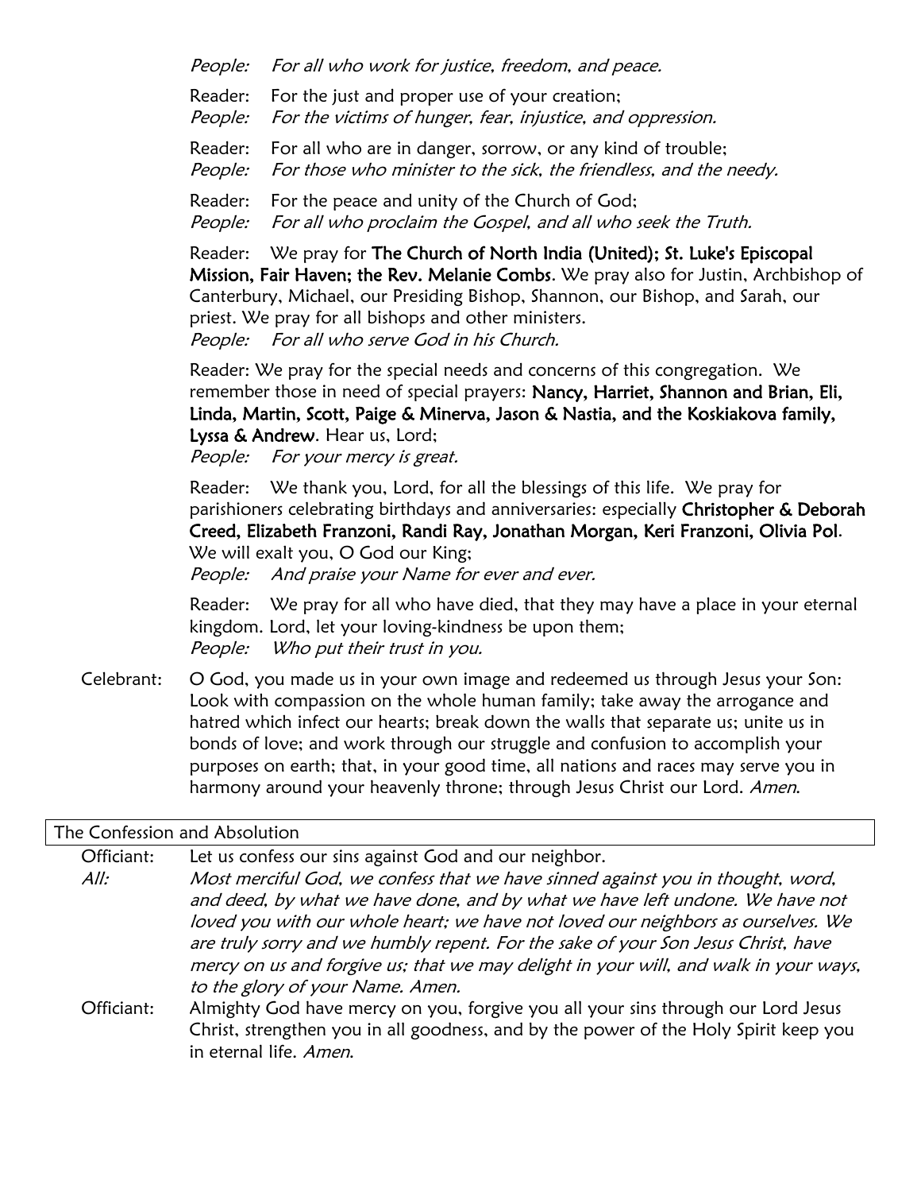*People: For all who work for justice, freedom, and peace.*

Reader: For the just and proper use of your creation;
*People: For the victims of hunger, fear, injustice, and oppression.*

Reader: For all who are in danger, sorrow, or any kind of trouble;
*People: For those who minister to the sick, the friendless, and the needy.*

Reader: For the peace and unity of the Church of God;
*People: For all who proclaim the Gospel, and all who seek the Truth.*

Reader: We pray for **The Church of North India (United); St. Luke's Episcopal Mission, Fair Haven; the Rev. Melanie Combs**. We pray also for Justin, Archbishop of Canterbury, Michael, our Presiding Bishop, Shannon, our Bishop, and Sarah, our priest. We pray for all bishops and other ministers.
*People: For all who serve God in his Church.*

Reader: We pray for the special needs and concerns of this congregation. We remember those in need of special prayers: **Nancy, Harriet, Shannon and Brian, Eli, Linda, Martin, Scott, Paige & Minerva, Jason & Nastia, and the Koskiakova family, Lyssa & Andrew**. Hear us, Lord;
*People: For your mercy is great.*

Reader: We thank you, Lord, for all the blessings of this life. We pray for parishioners celebrating birthdays and anniversaries: especially **Christopher & Deborah Creed, Elizabeth Franzoni, Randi Ray, Jonathan Morgan, Keri Franzoni, Olivia Pol**. We will exalt you, O God our King;
*People: And praise your Name for ever and ever.*

Reader: We pray for all who have died, that they may have a place in your eternal kingdom. Lord, let your loving-kindness be upon them;
*People: Who put their trust in you.*

Celebrant: O God, you made us in your own image and redeemed us through Jesus your Son: Look with compassion on the whole human family; take away the arrogance and hatred which infect our hearts; break down the walls that separate us; unite us in bonds of love; and work through our struggle and confusion to accomplish your purposes on earth; that, in your good time, all nations and races may serve you in harmony around your heavenly throne; through Jesus Christ our Lord. *Amen.*

## The Confession and Absolution

Officiant: Let us confess our sins against God and our neighbor.

*All: Most merciful God, we confess that we have sinned against you in thought, word, and deed, by what we have done, and by what we have left undone. We have not loved you with our whole heart; we have not loved our neighbors as ourselves. We are truly sorry and we humbly repent. For the sake of your Son Jesus Christ, have mercy on us and forgive us; that we may delight in your will, and walk in your ways, to the glory of your Name. Amen.*

Officiant: Almighty God have mercy on you, forgive you all your sins through our Lord Jesus Christ, strengthen you in all goodness, and by the power of the Holy Spirit keep you in eternal life. *Amen.*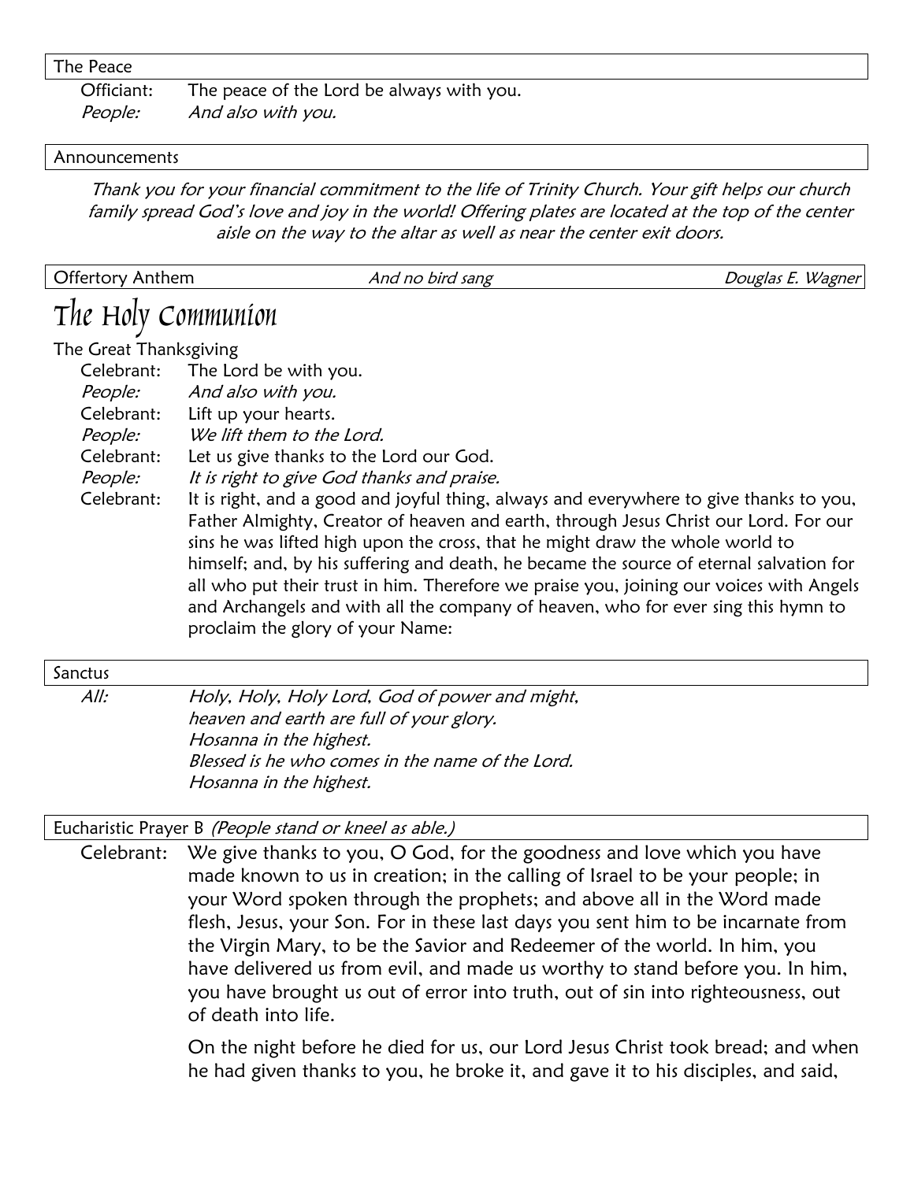The Peace

Officiant: The peace of the Lord be always with you.
*People: And also with you.*

Announcements

*Thank you for your financial commitment to the life of Trinity Church. Your gift helps our church family spread God's love and joy in the world! Offering plates are located at the top of the center aisle on the way to the altar as well as near the center exit doors.*

Offertory Anthem *And no bird sang* *Douglas E. Wagner*

# The Holy Communion

The Great Thanksgiving

Celebrant: The Lord be with you.
*People: And also with you.*
Celebrant: Lift up your hearts.
*People: We lift them to the Lord.*
Celebrant: Let us give thanks to the Lord our God.
*People: It is right to give God thanks and praise.*
Celebrant: It is right, and a good and joyful thing, always and everywhere to give thanks to you, Father Almighty, Creator of heaven and earth, through Jesus Christ our Lord. For our sins he was lifted high upon the cross, that he might draw the whole world to himself; and, by his suffering and death, he became the source of eternal salvation for all who put their trust in him. Therefore we praise you, joining our voices with Angels and Archangels and with all the company of heaven, who for ever sing this hymn to proclaim the glory of your Name:

Sanctus

*All: Holy, Holy, Holy Lord, God of power and might,*
*heaven and earth are full of your glory.*
*Hosanna in the highest.*
*Blessed is he who comes in the name of the Lord.*
*Hosanna in the highest.*

Eucharistic Prayer B *(People stand or kneel as able.)*

Celebrant: We give thanks to you, O God, for the goodness and love which you have made known to us in creation; in the calling of Israel to be your people; in your Word spoken through the prophets; and above all in the Word made flesh, Jesus, your Son. For in these last days you sent him to be incarnate from the Virgin Mary, to be the Savior and Redeemer of the world. In him, you have delivered us from evil, and made us worthy to stand before you. In him, you have brought us out of error into truth, out of sin into righteousness, out of death into life.

On the night before he died for us, our Lord Jesus Christ took bread; and when he had given thanks to you, he broke it, and gave it to his disciples, and said,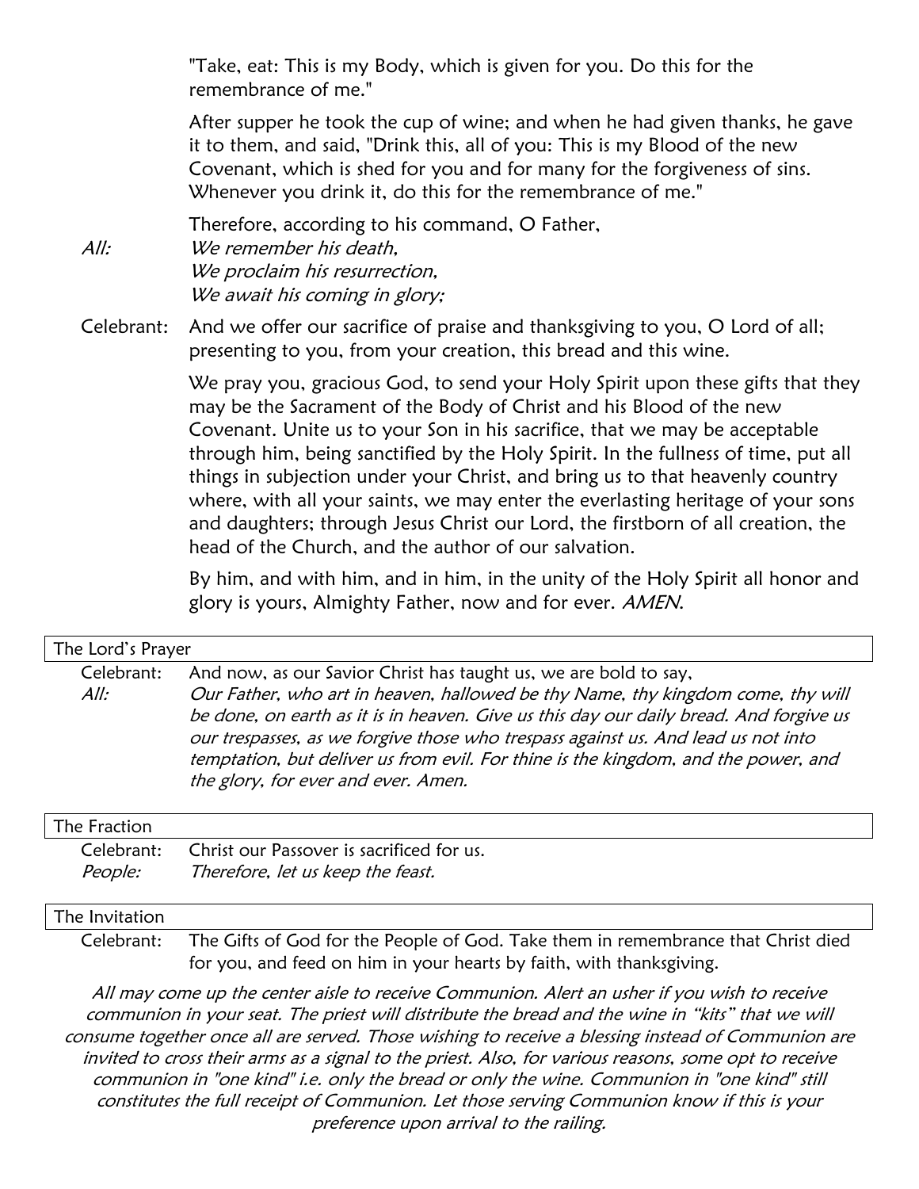"Take, eat: This is my Body, which is given for you. Do this for the remembrance of me."

After supper he took the cup of wine; and when he had given thanks, he gave it to them, and said, "Drink this, all of you: This is my Blood of the new Covenant, which is shed for you and for many for the forgiveness of sins. Whenever you drink it, do this for the remembrance of me."

Therefore, according to his command, O Father,

*All:* *We remember his death,*
*We proclaim his resurrection,*
*We await his coming in glory;*

Celebrant: And we offer our sacrifice of praise and thanksgiving to you, O Lord of all; presenting to you, from your creation, this bread and this wine.

We pray you, gracious God, to send your Holy Spirit upon these gifts that they may be the Sacrament of the Body of Christ and his Blood of the new Covenant. Unite us to your Son in his sacrifice, that we may be acceptable through him, being sanctified by the Holy Spirit. In the fullness of time, put all things in subjection under your Christ, and bring us to that heavenly country where, with all your saints, we may enter the everlasting heritage of your sons and daughters; through Jesus Christ our Lord, the firstborn of all creation, the head of the Church, and the author of our salvation.

By him, and with him, and in him, in the unity of the Holy Spirit all honor and glory is yours, Almighty Father, now and for ever. *AMEN.*

## The Lord's Prayer

Celebrant: And now, as our Savior Christ has taught us, we are bold to say,

*All:* *Our Father, who art in heaven, hallowed be thy Name, thy kingdom come, thy will be done, on earth as it is in heaven. Give us this day our daily bread. And forgive us our trespasses, as we forgive those who trespass against us. And lead us not into temptation, but deliver us from evil. For thine is the kingdom, and the power, and the glory, for ever and ever. Amen.*

## The Fraction

Celebrant: Christ our Passover is sacrificed for us.

*People:* *Therefore, let us keep the feast.*

## The Invitation

Celebrant: The Gifts of God for the People of God. Take them in remembrance that Christ died for you, and feed on him in your hearts by faith, with thanksgiving.

*All may come up the center aisle to receive Communion. Alert an usher if you wish to receive communion in your seat. The priest will distribute the bread and the wine in "kits" that we will consume together once all are served. Those wishing to receive a blessing instead of Communion are invited to cross their arms as a signal to the priest. Also, for various reasons, some opt to receive communion in "one kind" i.e. only the bread or only the wine. Communion in "one kind" still constitutes the full receipt of Communion. Let those serving Communion know if this is your preference upon arrival to the railing.*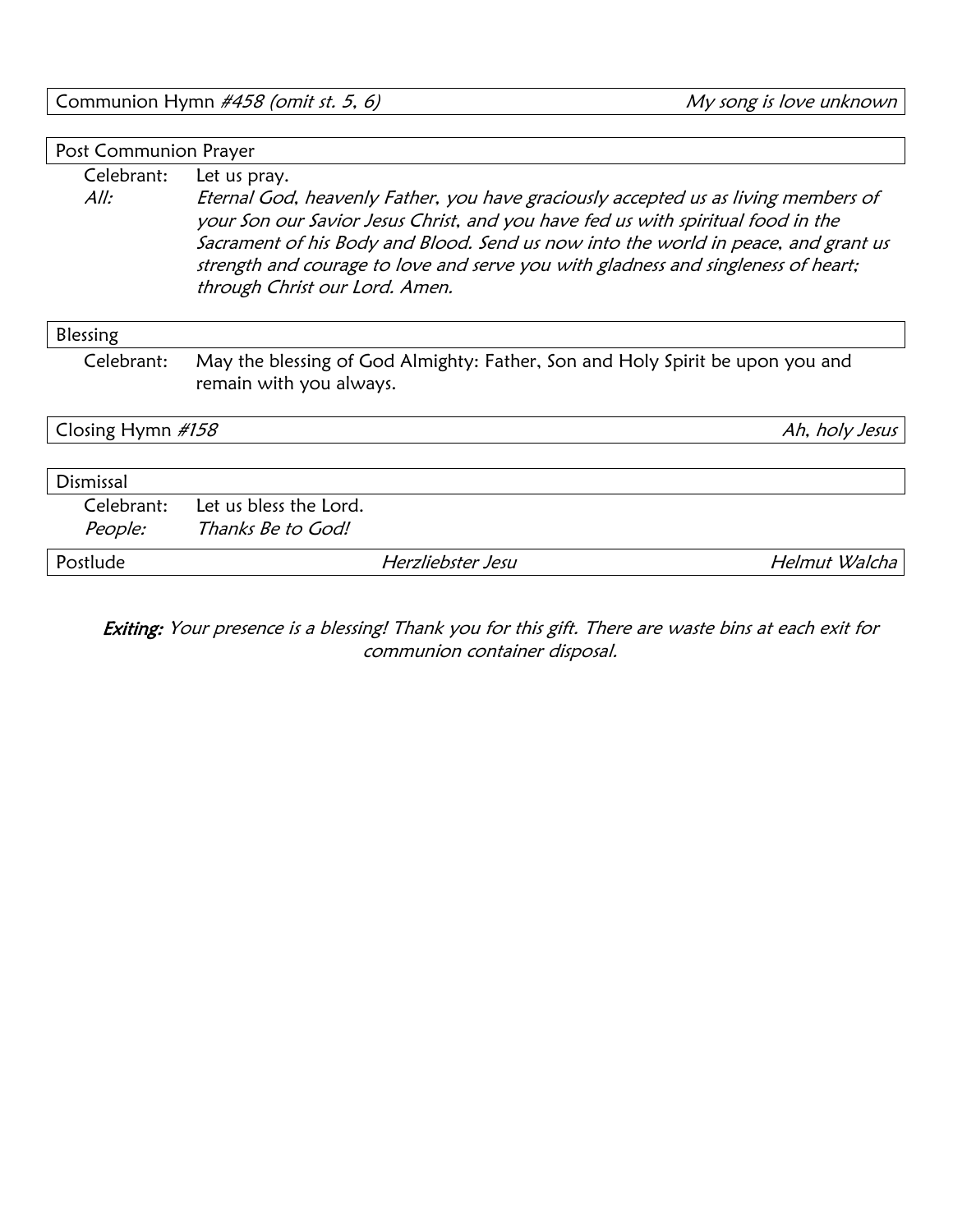Communion Hymn *#458 (omit st. 5, 6)* *My song is love unknown*

Post Communion Prayer

Celebrant: Let us pray.

*All:* *Eternal God, heavenly Father, you have graciously accepted us as living members of your Son our Savior Jesus Christ, and you have fed us with spiritual food in the Sacrament of his Body and Blood. Send us now into the world in peace, and grant us strength and courage to love and serve you with gladness and singleness of heart; through Christ our Lord. Amen.*

Blessing

Celebrant: May the blessing of God Almighty: Father, Son and Holy Spirit be upon you and remain with you always.

Closing Hymn *#158* *Ah, holy Jesus*

Dismissal

Celebrant: Let us bless the Lord.

*People:* *Thanks Be to God!*

Postlude *Herzliebster Jesu* *Helmut Walcha*

***Exiting:*** *Your presence is a blessing! Thank you for this gift. There are waste bins at each exit for communion container disposal.*